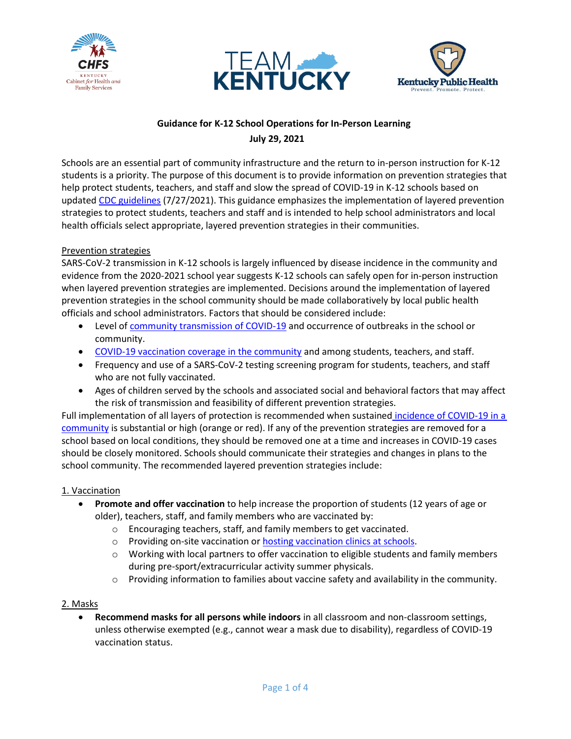**Guidance for K-12 School Operations for In-Person Learning**

**July 29, 2021**

Schools are an essential part of community infrastructure and the return to in-person instruction for K-12 students is a priority. The purpose of this document is to provide information on prevention strategies that help protect students, teachers, and staff and slow the spread of COVID-19 in K-12 schools based on updated CDC guidelines (7/27/2021). This guidance emphasizes the implementation of layered prevention strategies to protect students, teachers and staff and is intended to help school administrators and local health officials select appropriate, layered prevention strategies in their communities.

Prevention strategies

SARS-CoV-2 transmission in K-12 schools is largely influenced by disease incidence in the community and evidence from the 2020-2021 school year suggests K-12 schools can safely open for in-person instruction when layered prevention strategies are implemented. Decisions around the implementation of layered prevention strategies in the school community should be made collaboratively by local public health officials and school administrators. Factors that should be considered include:

- Level of community transmission of COVID-19 and occurrence of outbreaks in the school or community.
- COVID-19 vaccination coverage in the community and among students, teachers, and staff.
- Frequency and use of a SARS-CoV-2 testing screening program for students, teachers, and staff who are not fully vaccinated.
- Ages of children served by the schools and associated social and behavioral factors that may affect the risk of transmission and feasibility of different prevention strategies.

Full implementation of all layers of protection is recommended when sustained incidence of COVID-19 in a community is substantial or high (orange or red). If any of the prevention strategies are removed for a school based on local conditions, they should be removed one at a time and increases in COVID-19 cases should be closely monitored. Schools should communicate their strategies and changes in plans to the school community. The recommended layered prevention strategies include:

1. Vaccination

- **Promote and offer vaccination** to help increase the proportion of students (12 years of age or older), teachers, staff, and family members who are vaccinated by:
  - Encouraging teachers, staff, and family members to get vaccinated.
  - Providing on-site vaccination or hosting vaccination clinics at schools.
  - Working with local partners to offer vaccination to eligible students and family members during pre-sport/extracurricular activity summer physicals.
  - Providing information to families about vaccine safety and availability in the community.

2. Masks

- **Recommend masks for all persons while indoors** in all classroom and non-classroom settings, unless otherwise exempted (e.g., cannot wear a mask due to disability), regardless of COVID-19 vaccination status.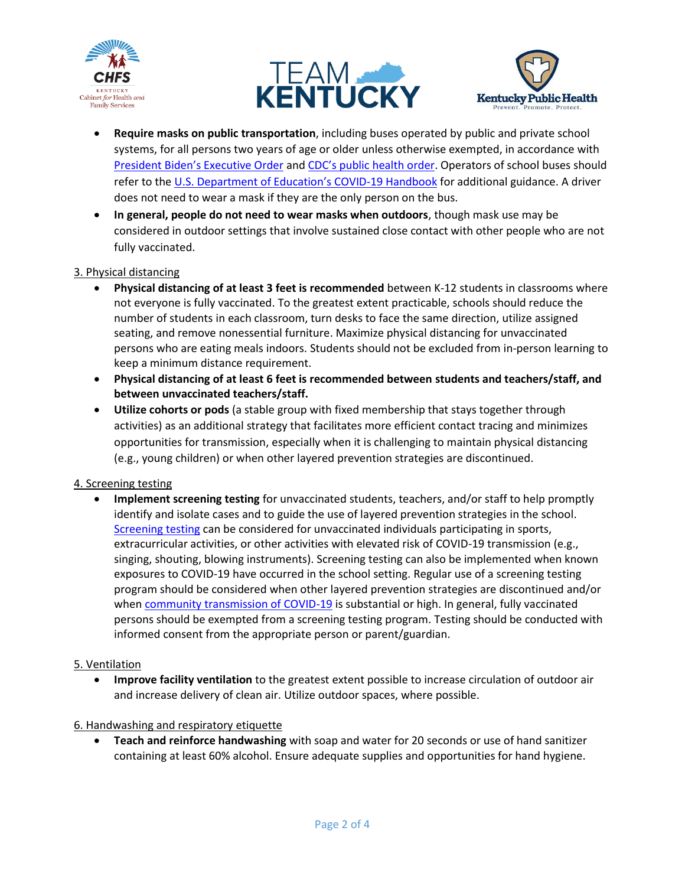- **Require masks on public transportation**, including buses operated by public and private school systems, for all persons two years of age or older unless otherwise exempted, in accordance with President Biden's Executive Order and CDC's public health order. Operators of school buses should refer to the U.S. Department of Education's COVID-19 Handbook for additional guidance. A driver does not need to wear a mask if they are the only person on the bus.
- **In general, people do not need to wear masks when outdoors**, though mask use may be considered in outdoor settings that involve sustained close contact with other people who are not fully vaccinated.

3. Physical distancing

- **Physical distancing of at least 3 feet is recommended** between K-12 students in classrooms where not everyone is fully vaccinated. To the greatest extent practicable, schools should reduce the number of students in each classroom, turn desks to face the same direction, utilize assigned seating, and remove nonessential furniture. Maximize physical distancing for unvaccinated persons who are eating meals indoors. Students should not be excluded from in-person learning to keep a minimum distance requirement.
- **Physical distancing of at least 6 feet is recommended between students and teachers/staff, and between unvaccinated teachers/staff.**
- **Utilize cohorts or pods** (a stable group with fixed membership that stays together through activities) as an additional strategy that facilitates more efficient contact tracing and minimizes opportunities for transmission, especially when it is challenging to maintain physical distancing (e.g., young children) or when other layered prevention strategies are discontinued.

4. Screening testing

- **Implement screening testing** for unvaccinated students, teachers, and/or staff to help promptly identify and isolate cases and to guide the use of layered prevention strategies in the school. Screening testing can be considered for unvaccinated individuals participating in sports, extracurricular activities, or other activities with elevated risk of COVID-19 transmission (e.g., singing, shouting, blowing instruments). Screening testing can also be implemented when known exposures to COVID-19 have occurred in the school setting. Regular use of a screening testing program should be considered when other layered prevention strategies are discontinued and/or when community transmission of COVID-19 is substantial or high. In general, fully vaccinated persons should be exempted from a screening testing program. Testing should be conducted with informed consent from the appropriate person or parent/guardian.

5. Ventilation

- **Improve facility ventilation** to the greatest extent possible to increase circulation of outdoor air and increase delivery of clean air. Utilize outdoor spaces, where possible.

6. Handwashing and respiratory etiquette

- **Teach and reinforce handwashing** with soap and water for 20 seconds or use of hand sanitizer containing at least 60% alcohol. Ensure adequate supplies and opportunities for hand hygiene.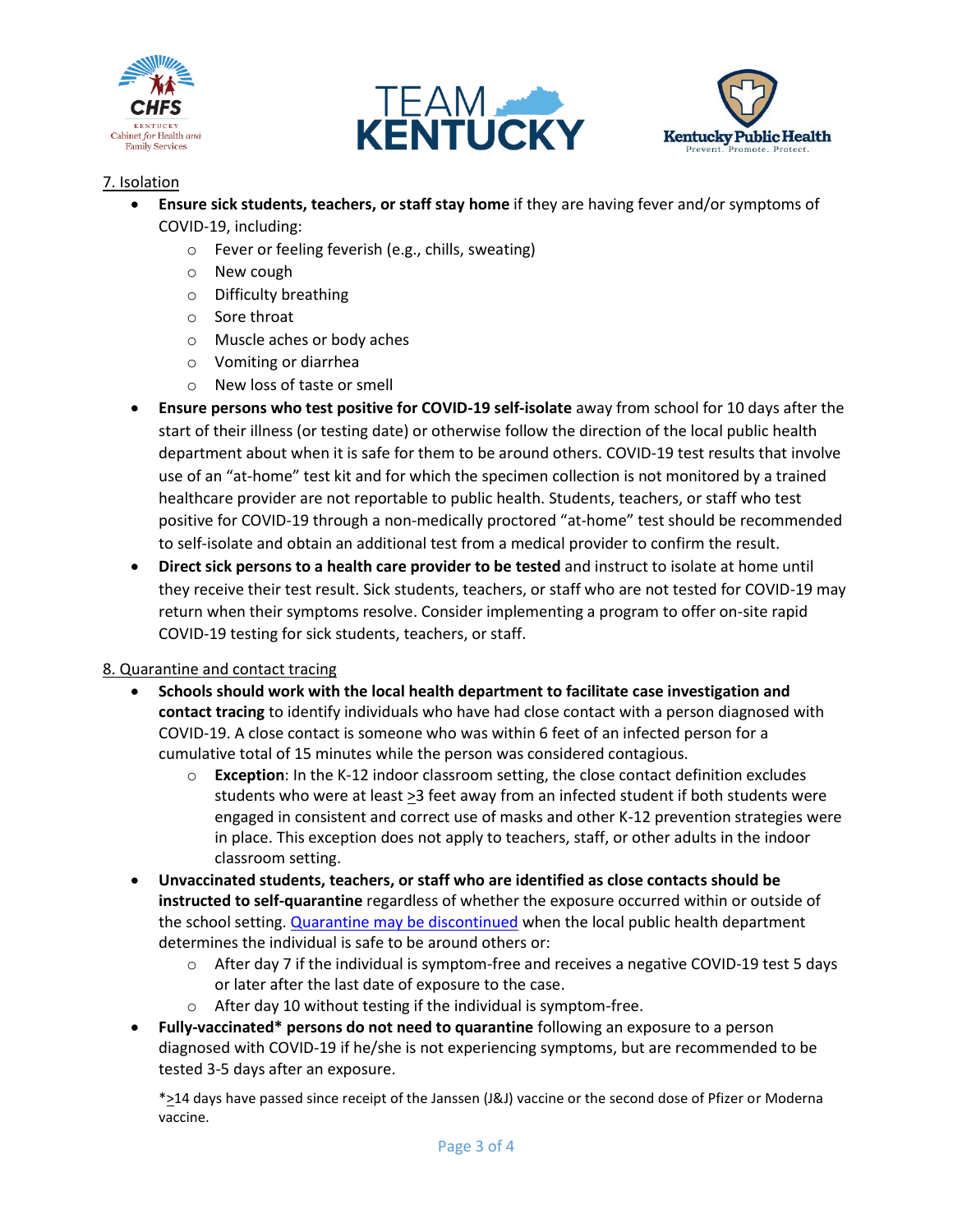7. Isolation

- **Ensure sick students, teachers, or staff stay home** if they are having fever and/or symptoms of COVID-19, including:
    - Fever or feeling feverish (e.g., chills, sweating)
    - New cough
    - Difficulty breathing
    - Sore throat
    - Muscle aches or body aches
    - Vomiting or diarrhea
    - New loss of taste or smell
- **Ensure persons who test positive for COVID-19 self-isolate** away from school for 10 days after the start of their illness (or testing date) or otherwise follow the direction of the local public health department about when it is safe for them to be around others. COVID-19 test results that involve use of an "at-home" test kit and for which the specimen collection is not monitored by a trained healthcare provider are not reportable to public health. Students, teachers, or staff who test positive for COVID-19 through a non-medically proctored "at-home" test should be recommended to self-isolate and obtain an additional test from a medical provider to confirm the result.
- **Direct sick persons to a health care provider to be tested** and instruct to isolate at home until they receive their test result. Sick students, teachers, or staff who are not tested for COVID-19 may return when their symptoms resolve. Consider implementing a program to offer on-site rapid COVID-19 testing for sick students, teachers, or staff.

8. Quarantine and contact tracing

- **Schools should work with the local health department to facilitate case investigation and contact tracing** to identify individuals who have had close contact with a person diagnosed with COVID-19. A close contact is someone who was within 6 feet of an infected person for a cumulative total of 15 minutes while the person was considered contagious.
    - **Exception**: In the K-12 indoor classroom setting, the close contact definition excludes students who were at least ≥3 feet away from an infected student if both students were engaged in consistent and correct use of masks and other K-12 prevention strategies were in place. This exception does not apply to teachers, staff, or other adults in the indoor classroom setting.
- **Unvaccinated students, teachers, or staff who are identified as close contacts should be instructed to self-quarantine** regardless of whether the exposure occurred within or outside of the school setting. Quarantine may be discontinued when the local public health department determines the individual is safe to be around others or:
    - After day 7 if the individual is symptom-free and receives a negative COVID-19 test 5 days or later after the last date of exposure to the case.
    - After day 10 without testing if the individual is symptom-free.
- **Fully-vaccinated* persons do not need to quarantine** following an exposure to a person diagnosed with COVID-19 if he/she is not experiencing symptoms, but are recommended to be tested 3-5 days after an exposure.

*≥14 days have passed since receipt of the Janssen (J&J) vaccine or the second dose of Pfizer or Moderna vaccine.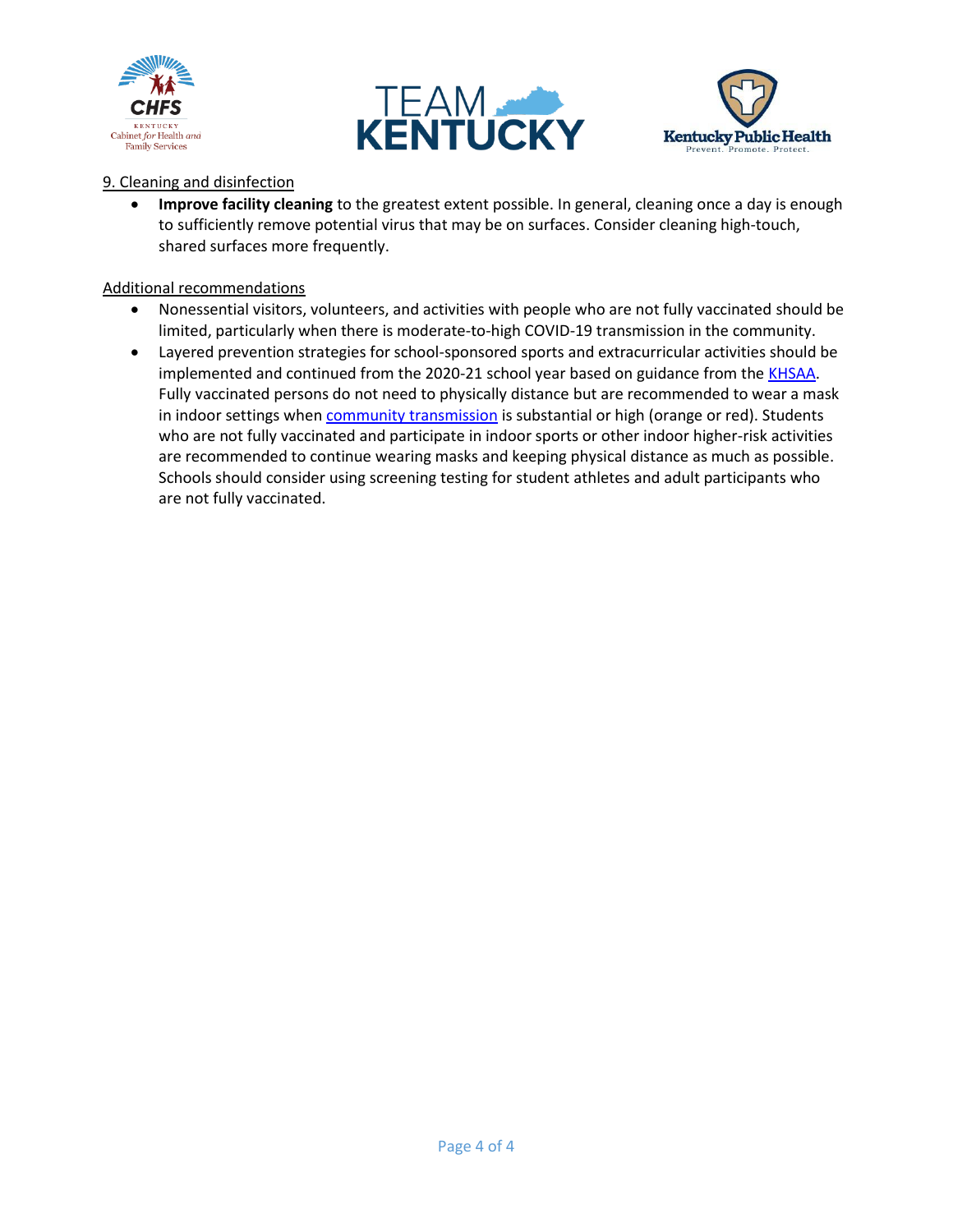9. Cleaning and disinfection

- **Improve facility cleaning** to the greatest extent possible. In general, cleaning once a day is enough to sufficiently remove potential virus that may be on surfaces. Consider cleaning high-touch, shared surfaces more frequently.

Additional recommendations

- Nonessential visitors, volunteers, and activities with people who are not fully vaccinated should be limited, particularly when there is moderate-to-high COVID-19 transmission in the community.
- Layered prevention strategies for school-sponsored sports and extracurricular activities should be implemented and continued from the 2020-21 school year based on guidance from the KHSAA. Fully vaccinated persons do not need to physically distance but are recommended to wear a mask in indoor settings when community transmission is substantial or high (orange or red). Students who are not fully vaccinated and participate in indoor sports or other indoor higher-risk activities are recommended to continue wearing masks and keeping physical distance as much as possible. Schools should consider using screening testing for student athletes and adult participants who are not fully vaccinated.